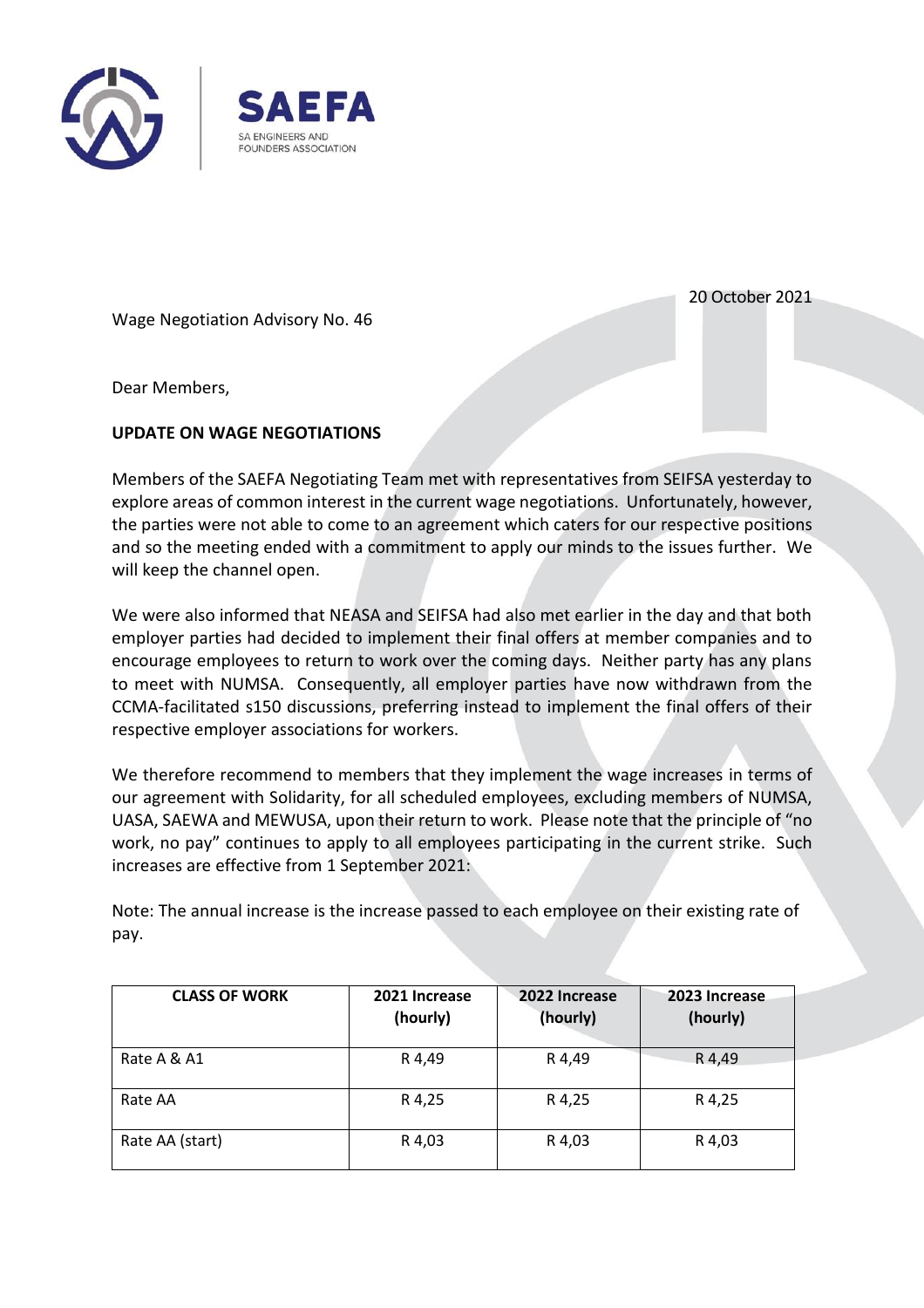SAEFA
SA ENGINEERS AND FOUNDERS ASSOCIATION

20 October 2021

Wage Negotiation Advisory No. 46

Dear Members,

**UPDATE ON WAGE NEGOTIATIONS**

Members of the SAEFA Negotiating Team met with representatives from SEIFSA yesterday to explore areas of common interest in the current wage negotiations. Unfortunately, however, the parties were not able to come to an agreement which caters for our respective positions and so the meeting ended with a commitment to apply our minds to the issues further. We will keep the channel open.

We were also informed that NEASA and SEIFSA had also met earlier in the day and that both employer parties had decided to implement their final offers at member companies and to encourage employees to return to work over the coming days. Neither party has any plans to meet with NUMSA. Consequently, all employer parties have now withdrawn from the CCMA-facilitated s150 discussions, preferring instead to implement the final offers of their respective employer associations for workers.

We therefore recommend to members that they implement the wage increases in terms of our agreement with Solidarity, for all scheduled employees, excluding members of NUMSA, UASA, SAEWA and MEWUSA, upon their return to work. Please note that the principle of "no work, no pay" continues to apply to all employees participating in the current strike. Such increases are effective from 1 September 2021:

Note: The annual increase is the increase passed to each employee on their existing rate of pay.

| CLASS OF WORK | 2021 Increase (hourly) | 2022 Increase (hourly) | 2023 Increase (hourly) |
|---|---|---|---|
| Rate A & A1 | R 4,49 | R 4,49 | R 4,49 |
| Rate AA | R 4,25 | R 4,25 | R 4,25 |
| Rate AA (start) | R 4,03 | R 4,03 | R 4,03 |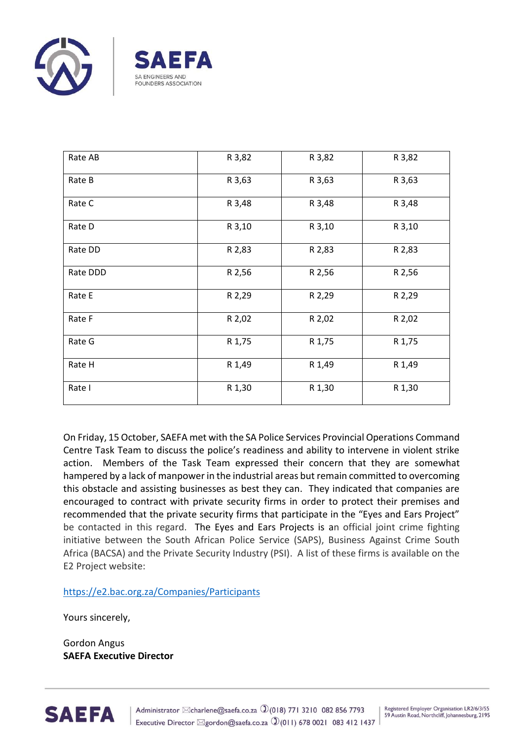| | | | |
|---|---|---|---|
| Rate AB | R 3,82 | R 3,82 | R 3,82 |
| Rate B | R 3,63 | R 3,63 | R 3,63 |
| Rate C | R 3,48 | R 3,48 | R 3,48 |
| Rate D | R 3,10 | R 3,10 | R 3,10 |
| Rate DD | R 2,83 | R 2,83 | R 2,83 |
| Rate DDD | R 2,56 | R 2,56 | R 2,56 |
| Rate E | R 2,29 | R 2,29 | R 2,29 |
| Rate F | R 2,02 | R 2,02 | R 2,02 |
| Rate G | R 1,75 | R 1,75 | R 1,75 |
| Rate H | R 1,49 | R 1,49 | R 1,49 |
| Rate I | R 1,30 | R 1,30 | R 1,30 |

On Friday, 15 October, SAEFA met with the SA Police Services Provincial Operations Command Centre Task Team to discuss the police's readiness and ability to intervene in violent strike action. Members of the Task Team expressed their concern that they are somewhat hampered by a lack of manpower in the industrial areas but remain committed to overcoming this obstacle and assisting businesses as best they can. They indicated that companies are encouraged to contract with private security firms in order to protect their premises and recommended that the private security firms that participate in the "Eyes and Ears Project" be contacted in this regard. The Eyes and Ears Projects is an official joint crime fighting initiative between the South African Police Service (SAPS), Business Against Crime South Africa (BACSA) and the Private Security Industry (PSI). A list of these firms is available on the E2 Project website:

https://e2.bac.org.za/Companies/Participants

Yours sincerely,

Gordon Angus
**SAEFA Executive Director**